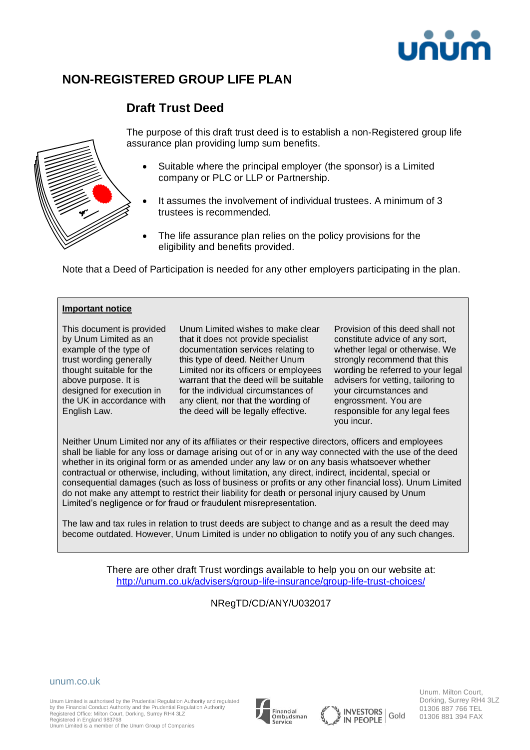# NON-REGISTERED GROUP LIFE PLAN

## Draft Trust Deed

The purpose of this draft trust deed is to establish a non-Registered group life assurance plan providing lump sum benefits.

- Suitable where the principal employer (the sponsor) is a Limited company or PLC or LLP or Partnership.
- It assumes the involvement of individual trustees. A minimum of 3 trustees is recommended.
- The life assurance plan relies on the policy provisions for the eligibility and benefits provided.

Note that a Deed of Participation is needed for any other employers participating in the plan.

**Important notice**

This document is provided by Unum Limited as an example of the type of trust wording generally thought suitable for the above purpose. It is designed for execution in the UK in accordance with English Law.

Unum Limited wishes to make clear that it does not provide specialist documentation services relating to this type of deed. Neither Unum Limited nor its officers or employees warrant that the deed will be suitable for the individual circumstances of any client, nor that the wording of the deed will be legally effective.

Provision of this deed shall not constitute advice of any sort, whether legal or otherwise. We strongly recommend that this wording be referred to your legal advisers for vetting, tailoring to your circumstances and engrossment. You are responsible for any legal fees you incur.

Neither Unum Limited nor any of its affiliates or their respective directors, officers and employees shall be liable for any loss or damage arising out of or in any way connected with the use of the deed whether in its original form or as amended under any law or on any basis whatsoever whether contractual or otherwise, including, without limitation, any direct, indirect, incidental, special or consequential damages (such as loss of business or profits or any other financial loss). Unum Limited do not make any attempt to restrict their liability for death or personal injury caused by Unum Limited's negligence or for fraud or fraudulent misrepresentation.

The law and tax rules in relation to trust deeds are subject to change and as a result the deed may become outdated. However, Unum Limited is under no obligation to notify you of any such changes.

There are other draft Trust wordings available to help you on our website at: http://unum.co.uk/advisers/group-life-insurance/group-life-trust-choices/

NRegTD/CD/ANY/U032017

unum.co.uk

Unum Limited is authorised by the Prudential Regulation Authority and regulated by the Financial Conduct Authority and the Prudential Regulation Authority
Registered Office: Milton Court, Dorking, Surrey RH4 3LZ
Registered in England 983768
Unum Limited is a member of the Unum Group of Companies

Unum. Milton Court, Dorking, Surrey RH4 3LZ
01306 887 766 TEL
01306 881 394 FAX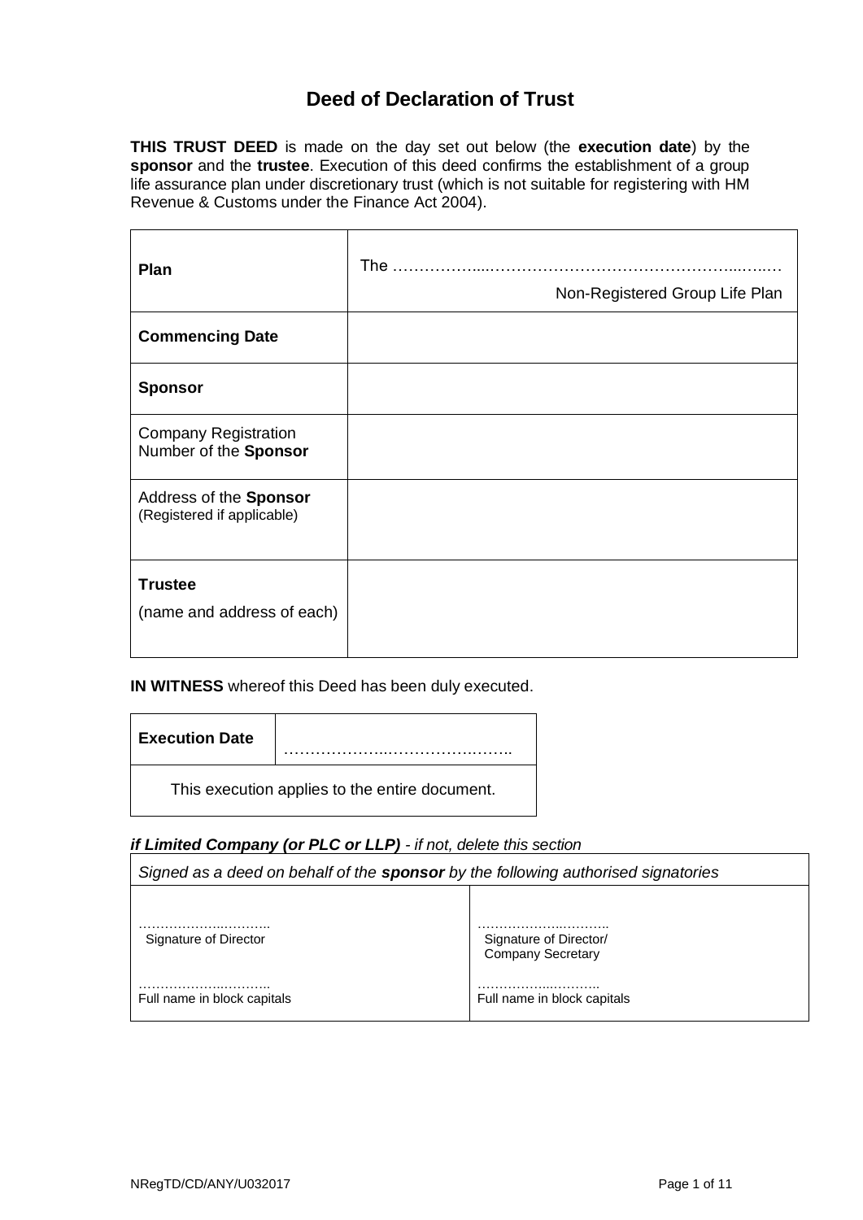# Deed of Declaration of Trust

**THIS TRUST DEED** is made on the day set out below (the **execution date**) by the **sponsor** and the **trustee**. Execution of this deed confirms the establishment of a group life assurance plan under discretionary trust (which is not suitable for registering with HM Revenue & Customs under the Finance Act 2004).

| | |
|---|---|
| **Plan** | The ……………...……………………………………..…..… Non-Registered Group Life Plan |
| **Commencing Date** | |
| **Sponsor** | |
| Company Registration Number of the **Sponsor** | |
| Address of the **Sponsor** (Registered if applicable) | |
| **Trustee** (name and address of each) | |

**IN WITNESS** whereof this Deed has been duly executed.

| | |
|---|---|
| **Execution Date** | ………………..……………..…….. |
| This execution applies to the entire document. | |

***if Limited Company (or PLC or LLP)*** *- if not, delete this section*

| *Signed as a deed on behalf of the **sponsor** by the following authorised signatories* | |
|---|---|
| ……………..……….. Signature of Director | ……………..……….. Signature of Director/ Company Secretary |
| ……………..……….. Full name in block capitals | ……………..……….. Full name in block capitals |

NRegTD/CD/ANY/U032017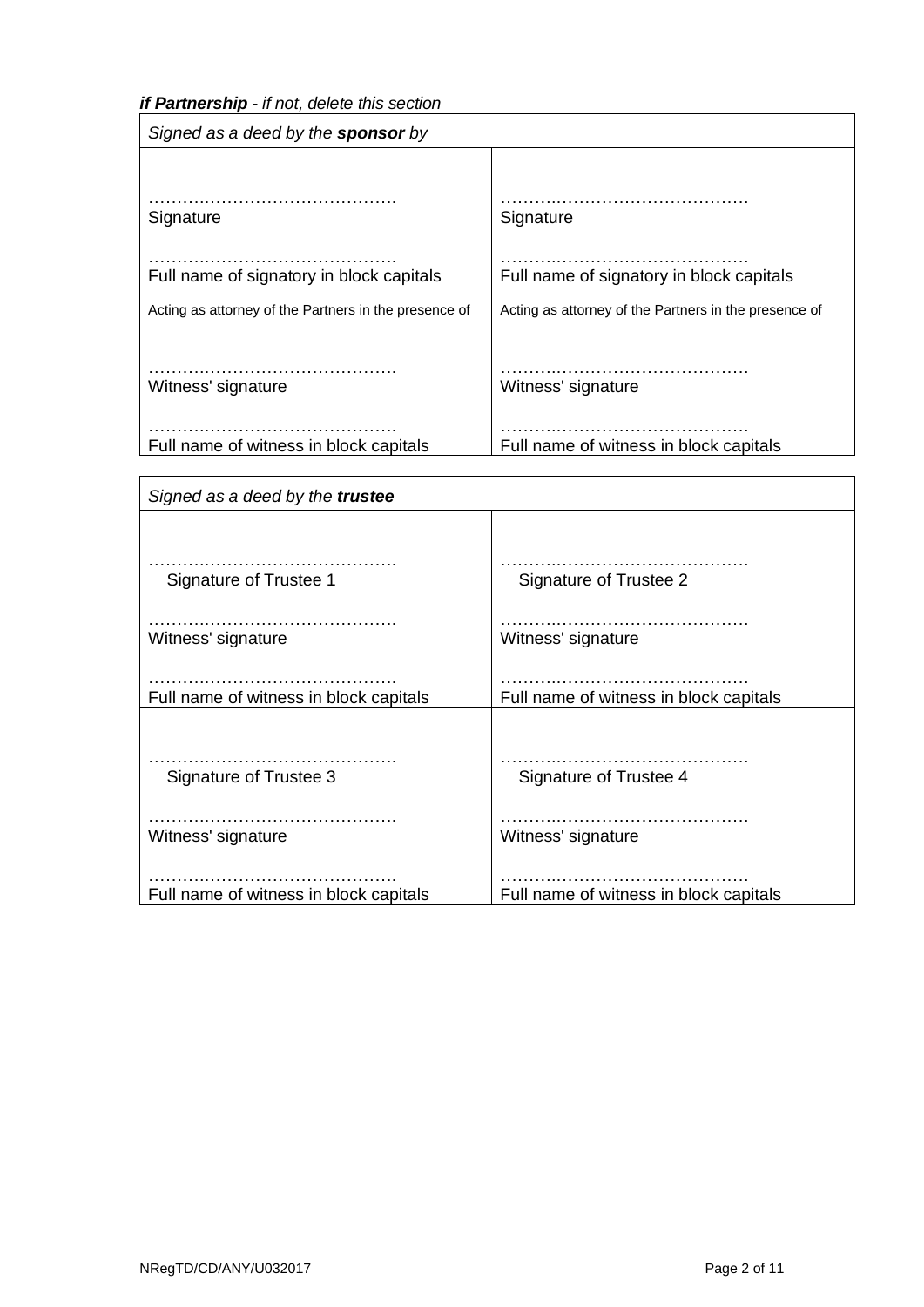***if Partnership*** *- if not, delete this section*

| *Signed as a deed by the* ***sponsor*** *by* | |
|---|---|
| ……………………………………. Signature | ……………………………………. Signature |
| ……………………………………. Full name of signatory in block capitals | ……………………………………. Full name of signatory in block capitals |
| Acting as attorney of the Partners in the presence of | Acting as attorney of the Partners in the presence of |
| ……………………………………. Witness' signature | ……………………………………. Witness' signature |
| ……………………………………. Full name of witness in block capitals | ……………………………………. Full name of witness in block capitals |

| *Signed as a deed by the* ***trustee*** | |
|---|---|
| ……………………………………. Signature of Trustee 1 | ……………………………………. Signature of Trustee 2 |
| ……………………………………. Witness' signature | ……………………………………. Witness' signature |
| ……………………………………. Full name of witness in block capitals | ……………………………………. Full name of witness in block capitals |
| ……………………………………. Signature of Trustee 3 | ……………………………………. Signature of Trustee 4 |
| ……………………………………. Witness' signature | ……………………………………. Witness' signature |
| ……………………………………. Full name of witness in block capitals | ……………………………………. Full name of witness in block capitals |

NRegTD/CD/ANY/U032017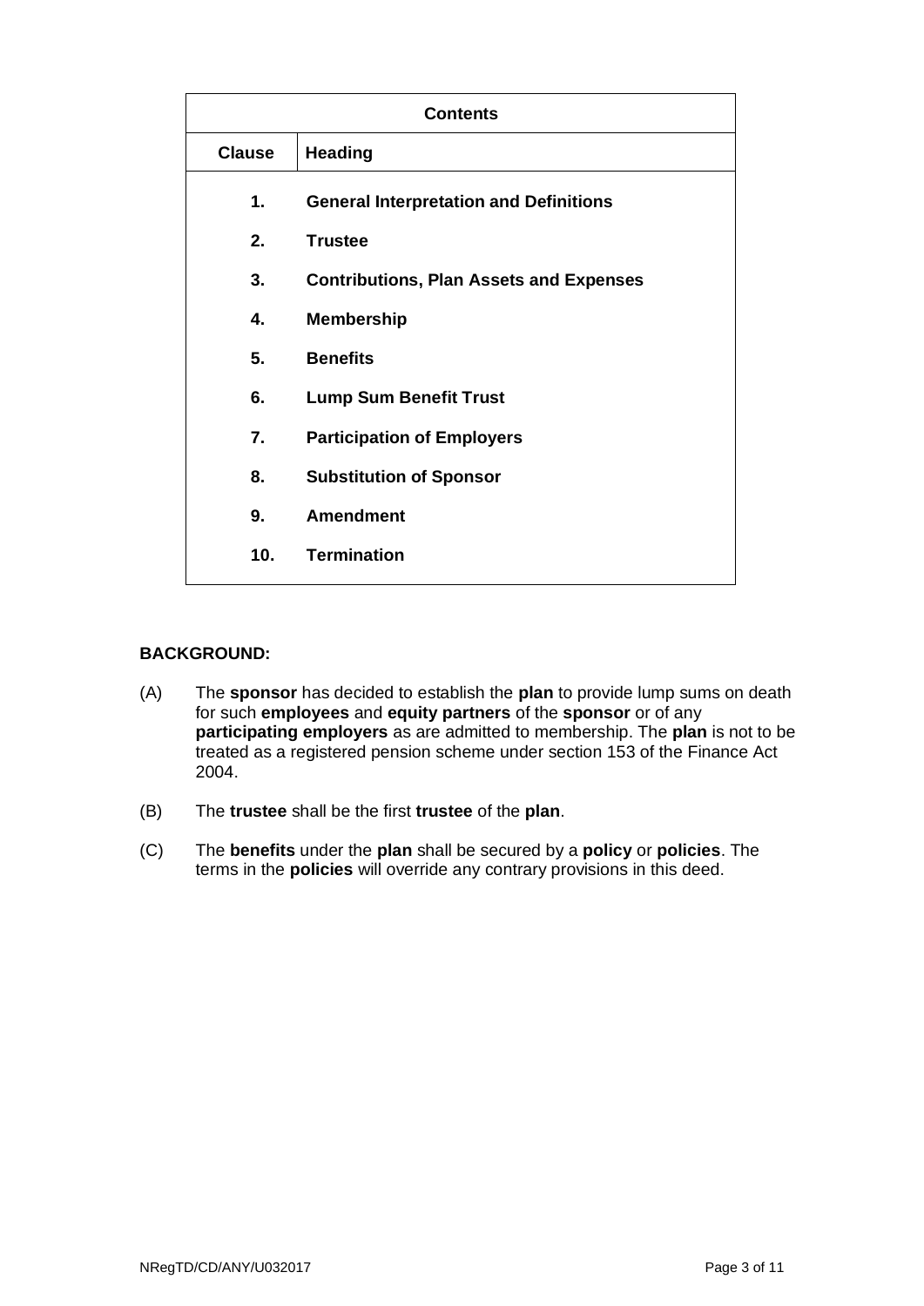| Contents | |
|---|---|
| **Clause** | **Heading** |
| **1.** | **General Interpretation and Definitions** |
| **2.** | **Trustee** |
| **3.** | **Contributions, Plan Assets and Expenses** |
| **4.** | **Membership** |
| **5.** | **Benefits** |
| **6.** | **Lump Sum Benefit Trust** |
| **7.** | **Participation of Employers** |
| **8.** | **Substitution of Sponsor** |
| **9.** | **Amendment** |
| **10.** | **Termination** |

**BACKGROUND:**

(A) The **sponsor** has decided to establish the **plan** to provide lump sums on death for such **employees** and **equity partners** of the **sponsor** or of any **participating employers** as are admitted to membership. The **plan** is not to be treated as a registered pension scheme under section 153 of the Finance Act 2004.

(B) The **trustee** shall be the first **trustee** of the **plan**.

(C) The **benefits** under the **plan** shall be secured by a **policy** or **policies**. The terms in the **policies** will override any contrary provisions in this deed.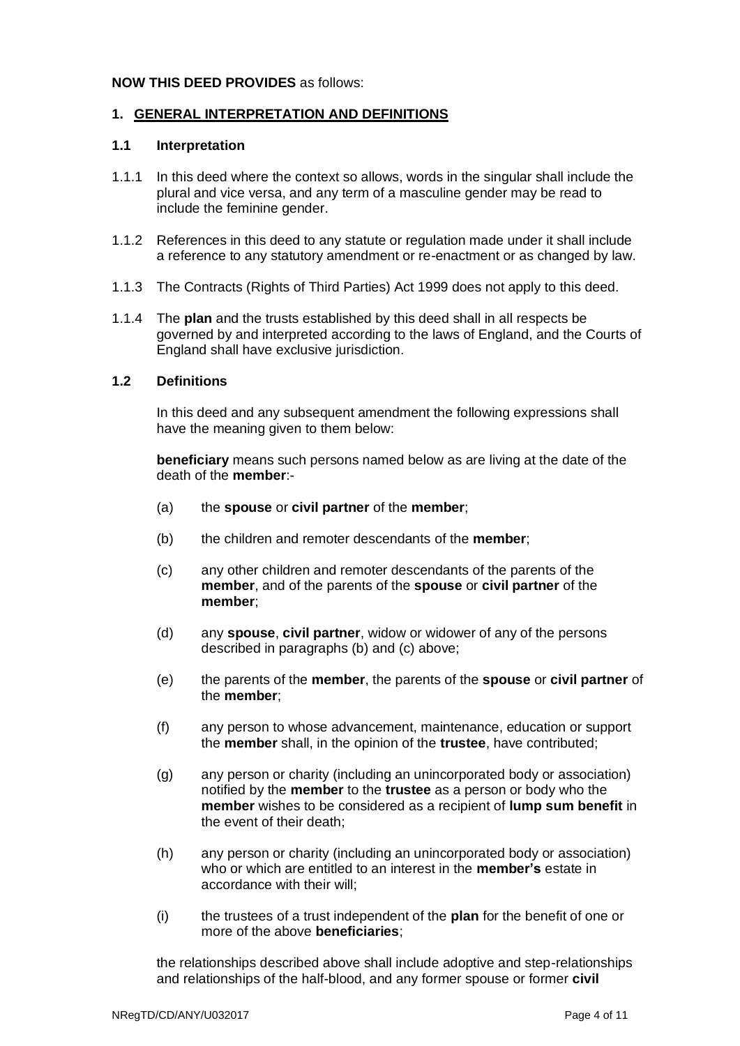**NOW THIS DEED PROVIDES** as follows:

## 1. GENERAL INTERPRETATION AND DEFINITIONS

### 1.1 Interpretation

1.1.1 In this deed where the context so allows, words in the singular shall include the plural and vice versa, and any term of a masculine gender may be read to include the feminine gender.

1.1.2 References in this deed to any statute or regulation made under it shall include a reference to any statutory amendment or re-enactment or as changed by law.

1.1.3 The Contracts (Rights of Third Parties) Act 1999 does not apply to this deed.

1.1.4 The **plan** and the trusts established by this deed shall in all respects be governed by and interpreted according to the laws of England, and the Courts of England shall have exclusive jurisdiction.

### 1.2 Definitions

In this deed and any subsequent amendment the following expressions shall have the meaning given to them below:

**beneficiary** means such persons named below as are living at the date of the death of the **member**:-

(a) the **spouse** or **civil partner** of the **member**;

(b) the children and remoter descendants of the **member**;

(c) any other children and remoter descendants of the parents of the **member**, and of the parents of the **spouse** or **civil partner** of the **member**;

(d) any **spouse**, **civil partner**, widow or widower of any of the persons described in paragraphs (b) and (c) above;

(e) the parents of the **member**, the parents of the **spouse** or **civil partner** of the **member**;

(f) any person to whose advancement, maintenance, education or support the **member** shall, in the opinion of the **trustee**, have contributed;

(g) any person or charity (including an unincorporated body or association) notified by the **member** to the **trustee** as a person or body who the **member** wishes to be considered as a recipient of **lump sum benefit** in the event of their death;

(h) any person or charity (including an unincorporated body or association) who or which are entitled to an interest in the **member's** estate in accordance with their will;

(i) the trustees of a trust independent of the **plan** for the benefit of one or more of the above **beneficiaries**;

the relationships described above shall include adoptive and step-relationships and relationships of the half-blood, and any former spouse or former **civil**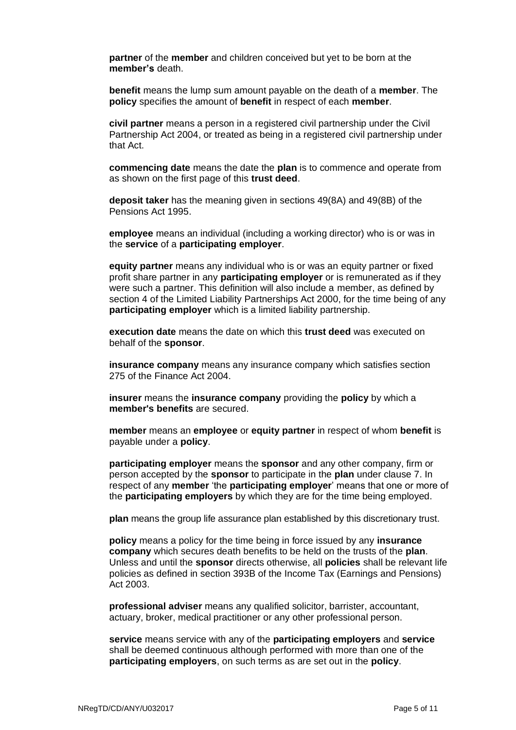**partner** of the **member** and children conceived but yet to be born at the **member's** death.

**benefit** means the lump sum amount payable on the death of a **member**. The **policy** specifies the amount of **benefit** in respect of each **member**.

**civil partner** means a person in a registered civil partnership under the Civil Partnership Act 2004, or treated as being in a registered civil partnership under that Act.

**commencing date** means the date the **plan** is to commence and operate from as shown on the first page of this **trust deed**.

**deposit taker** has the meaning given in sections 49(8A) and 49(8B) of the Pensions Act 1995.

**employee** means an individual (including a working director) who is or was in the **service** of a **participating employer**.

**equity partner** means any individual who is or was an equity partner or fixed profit share partner in any **participating employer** or is remunerated as if they were such a partner. This definition will also include a member, as defined by section 4 of the Limited Liability Partnerships Act 2000, for the time being of any **participating employer** which is a limited liability partnership.

**execution date** means the date on which this **trust deed** was executed on behalf of the **sponsor**.

**insurance company** means any insurance company which satisfies section 275 of the Finance Act 2004.

**insurer** means the **insurance company** providing the **policy** by which a **member's benefits** are secured.

**member** means an **employee** or **equity partner** in respect of whom **benefit** is payable under a **policy**.

**participating employer** means the **sponsor** and any other company, firm or person accepted by the **sponsor** to participate in the **plan** under clause 7. In respect of any **member** 'the **participating employer**' means that one or more of the **participating employers** by which they are for the time being employed.

**plan** means the group life assurance plan established by this discretionary trust.

**policy** means a policy for the time being in force issued by any **insurance company** which secures death benefits to be held on the trusts of the **plan**. Unless and until the **sponsor** directs otherwise, all **policies** shall be relevant life policies as defined in section 393B of the Income Tax (Earnings and Pensions) Act 2003.

**professional adviser** means any qualified solicitor, barrister, accountant, actuary, broker, medical practitioner or any other professional person.

**service** means service with any of the **participating employers** and **service** shall be deemed continuous although performed with more than one of the **participating employers**, on such terms as are set out in the **policy**.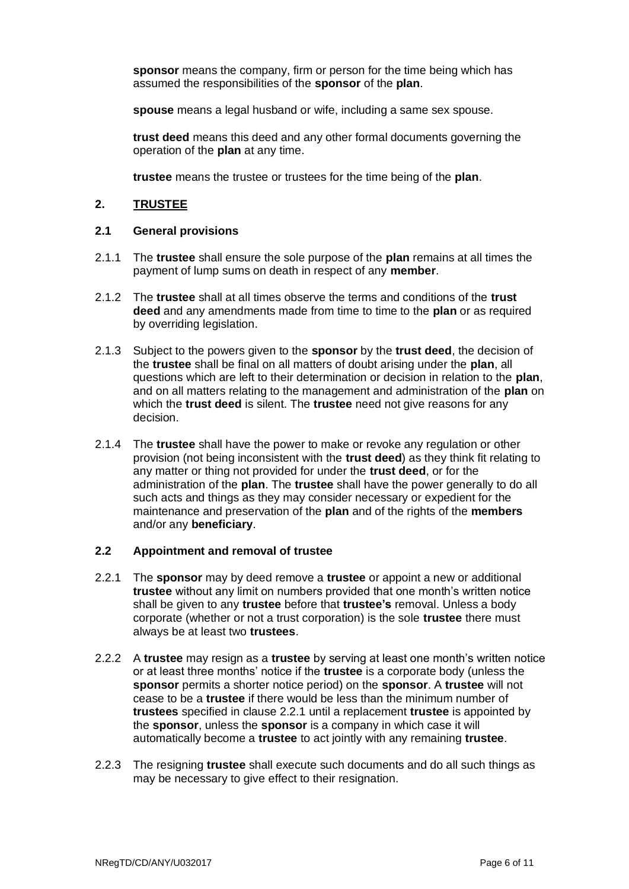**sponsor** means the company, firm or person for the time being which has assumed the responsibilities of the **sponsor** of the **plan**.

**spouse** means a legal husband or wife, including a same sex spouse.

**trust deed** means this deed and any other formal documents governing the operation of the **plan** at any time.

**trustee** means the trustee or trustees for the time being of the **plan**.

## 2. TRUSTEE

### 2.1 General provisions

2.1.1 The **trustee** shall ensure the sole purpose of the **plan** remains at all times the payment of lump sums on death in respect of any **member**.

2.1.2 The **trustee** shall at all times observe the terms and conditions of the **trust deed** and any amendments made from time to time to the **plan** or as required by overriding legislation.

2.1.3 Subject to the powers given to the **sponsor** by the **trust deed**, the decision of the **trustee** shall be final on all matters of doubt arising under the **plan**, all questions which are left to their determination or decision in relation to the **plan**, and on all matters relating to the management and administration of the **plan** on which the **trust deed** is silent. The **trustee** need not give reasons for any decision.

2.1.4 The **trustee** shall have the power to make or revoke any regulation or other provision (not being inconsistent with the **trust deed**) as they think fit relating to any matter or thing not provided for under the **trust deed**, or for the administration of the **plan**. The **trustee** shall have the power generally to do all such acts and things as they may consider necessary or expedient for the maintenance and preservation of the **plan** and of the rights of the **members** and/or any **beneficiary**.

### 2.2 Appointment and removal of trustee

2.2.1 The **sponsor** may by deed remove a **trustee** or appoint a new or additional **trustee** without any limit on numbers provided that one month's written notice shall be given to any **trustee** before that **trustee's** removal. Unless a body corporate (whether or not a trust corporation) is the sole **trustee** there must always be at least two **trustees**.

2.2.2 A **trustee** may resign as a **trustee** by serving at least one month's written notice or at least three months' notice if the **trustee** is a corporate body (unless the **sponsor** permits a shorter notice period) on the **sponsor**. A **trustee** will not cease to be a **trustee** if there would be less than the minimum number of **trustees** specified in clause 2.2.1 until a replacement **trustee** is appointed by the **sponsor**, unless the **sponsor** is a company in which case it will automatically become a **trustee** to act jointly with any remaining **trustee**.

2.2.3 The resigning **trustee** shall execute such documents and do all such things as may be necessary to give effect to their resignation.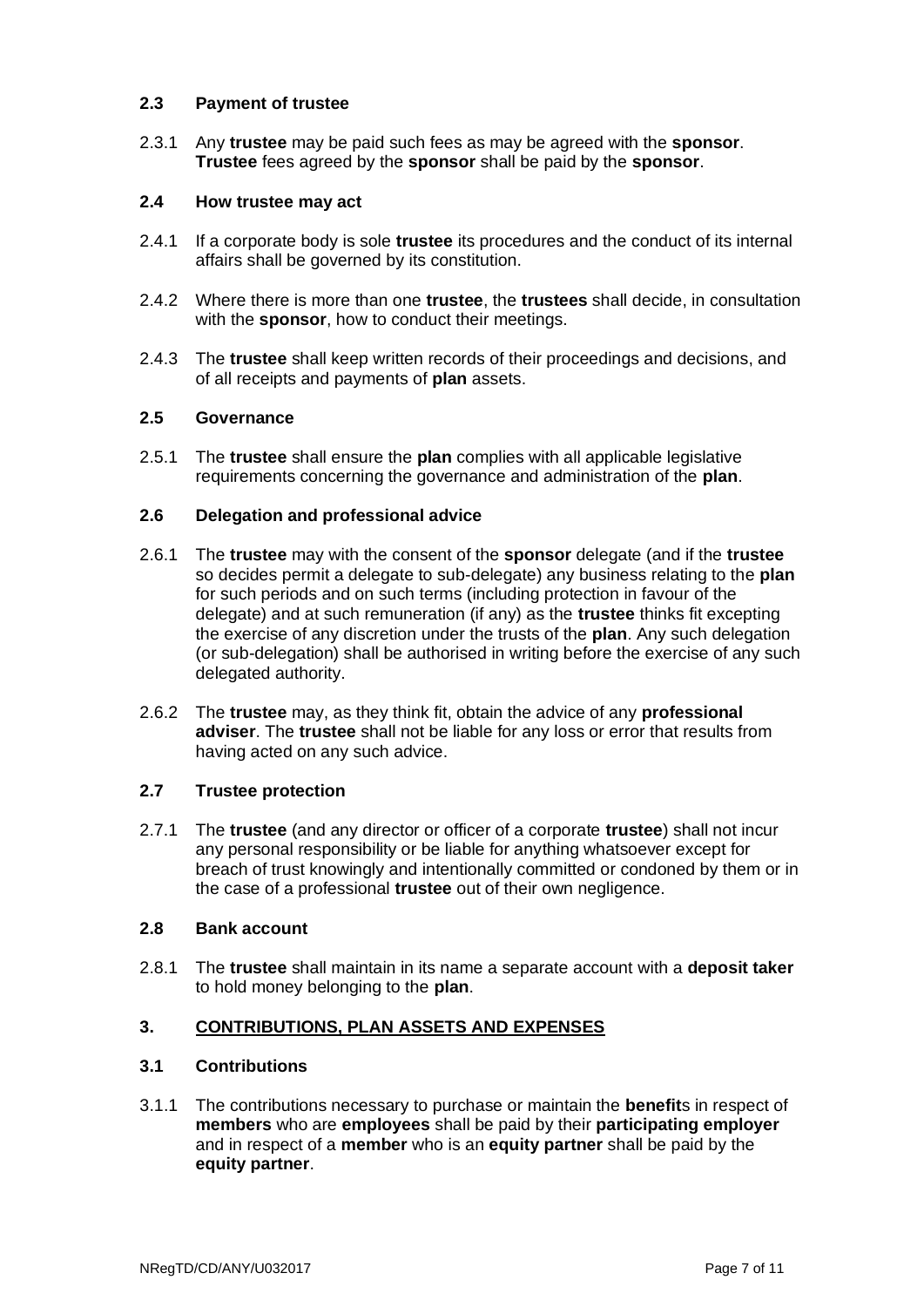### 2.3 Payment of trustee

2.3.1 Any **trustee** may be paid such fees as may be agreed with the **sponsor**. **Trustee** fees agreed by the **sponsor** shall be paid by the **sponsor**.

### 2.4 How trustee may act

2.4.1 If a corporate body is sole **trustee** its procedures and the conduct of its internal affairs shall be governed by its constitution.

2.4.2 Where there is more than one **trustee**, the **trustees** shall decide, in consultation with the **sponsor**, how to conduct their meetings.

2.4.3 The **trustee** shall keep written records of their proceedings and decisions, and of all receipts and payments of **plan** assets.

### 2.5 Governance

2.5.1 The **trustee** shall ensure the **plan** complies with all applicable legislative requirements concerning the governance and administration of the **plan**.

### 2.6 Delegation and professional advice

2.6.1 The **trustee** may with the consent of the **sponsor** delegate (and if the **trustee** so decides permit a delegate to sub-delegate) any business relating to the **plan** for such periods and on such terms (including protection in favour of the delegate) and at such remuneration (if any) as the **trustee** thinks fit excepting the exercise of any discretion under the trusts of the **plan**. Any such delegation (or sub-delegation) shall be authorised in writing before the exercise of any such delegated authority.

2.6.2 The **trustee** may, as they think fit, obtain the advice of any **professional adviser**. The **trustee** shall not be liable for any loss or error that results from having acted on any such advice.

### 2.7 Trustee protection

2.7.1 The **trustee** (and any director or officer of a corporate **trustee**) shall not incur any personal responsibility or be liable for anything whatsoever except for breach of trust knowingly and intentionally committed or condoned by them or in the case of a professional **trustee** out of their own negligence.

### 2.8 Bank account

2.8.1 The **trustee** shall maintain in its name a separate account with a **deposit taker** to hold money belonging to the **plan**.

## 3. CONTRIBUTIONS, PLAN ASSETS AND EXPENSES

### 3.1 Contributions

3.1.1 The contributions necessary to purchase or maintain the **benefit**s in respect of **members** who are **employees** shall be paid by their **participating employer** and in respect of a **member** who is an **equity partner** shall be paid by the **equity partner**.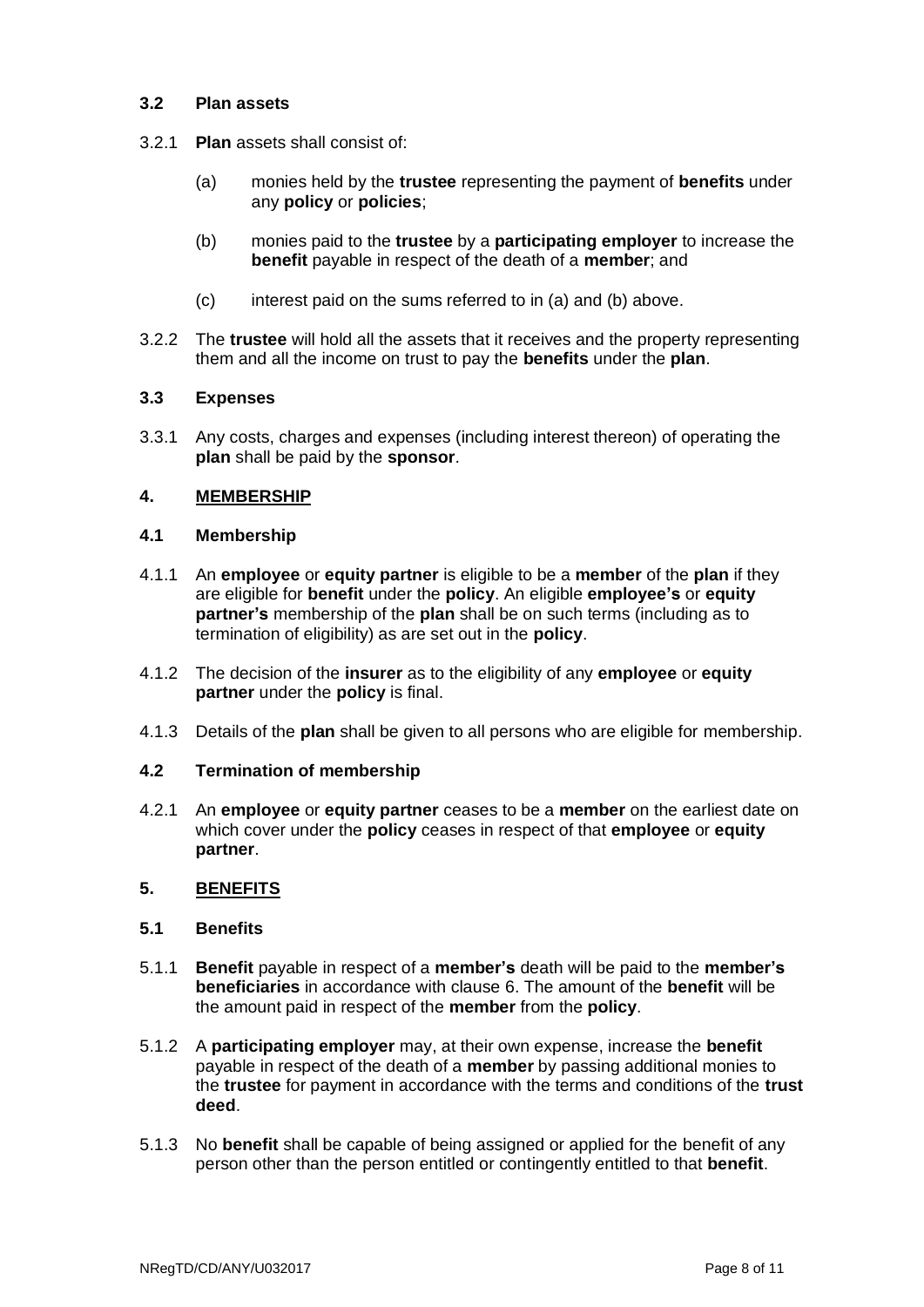### 3.2 Plan assets

3.2.1 **Plan** assets shall consist of:

- (a) monies held by the **trustee** representing the payment of **benefits** under any **policy** or **policies**;
- (b) monies paid to the **trustee** by a **participating employer** to increase the **benefit** payable in respect of the death of a **member**; and
- (c) interest paid on the sums referred to in (a) and (b) above.

3.2.2 The **trustee** will hold all the assets that it receives and the property representing them and all the income on trust to pay the **benefits** under the **plan**.

### 3.3 Expenses

3.3.1 Any costs, charges and expenses (including interest thereon) of operating the **plan** shall be paid by the **sponsor**.

## 4. MEMBERSHIP

### 4.1 Membership

4.1.1 An **employee** or **equity partner** is eligible to be a **member** of the **plan** if they are eligible for **benefit** under the **policy**. An eligible **employee's** or **equity partner's** membership of the **plan** shall be on such terms (including as to termination of eligibility) as are set out in the **policy**.

4.1.2 The decision of the **insurer** as to the eligibility of any **employee** or **equity partner** under the **policy** is final.

4.1.3 Details of the **plan** shall be given to all persons who are eligible for membership.

### 4.2 Termination of membership

4.2.1 An **employee** or **equity partner** ceases to be a **member** on the earliest date on which cover under the **policy** ceases in respect of that **employee** or **equity partner**.

## 5. BENEFITS

### 5.1 Benefits

5.1.1 **Benefit** payable in respect of a **member's** death will be paid to the **member's beneficiaries** in accordance with clause 6. The amount of the **benefit** will be the amount paid in respect of the **member** from the **policy**.

5.1.2 A **participating employer** may, at their own expense, increase the **benefit** payable in respect of the death of a **member** by passing additional monies to the **trustee** for payment in accordance with the terms and conditions of the **trust deed**.

5.1.3 No **benefit** shall be capable of being assigned or applied for the benefit of any person other than the person entitled or contingently entitled to that **benefit**.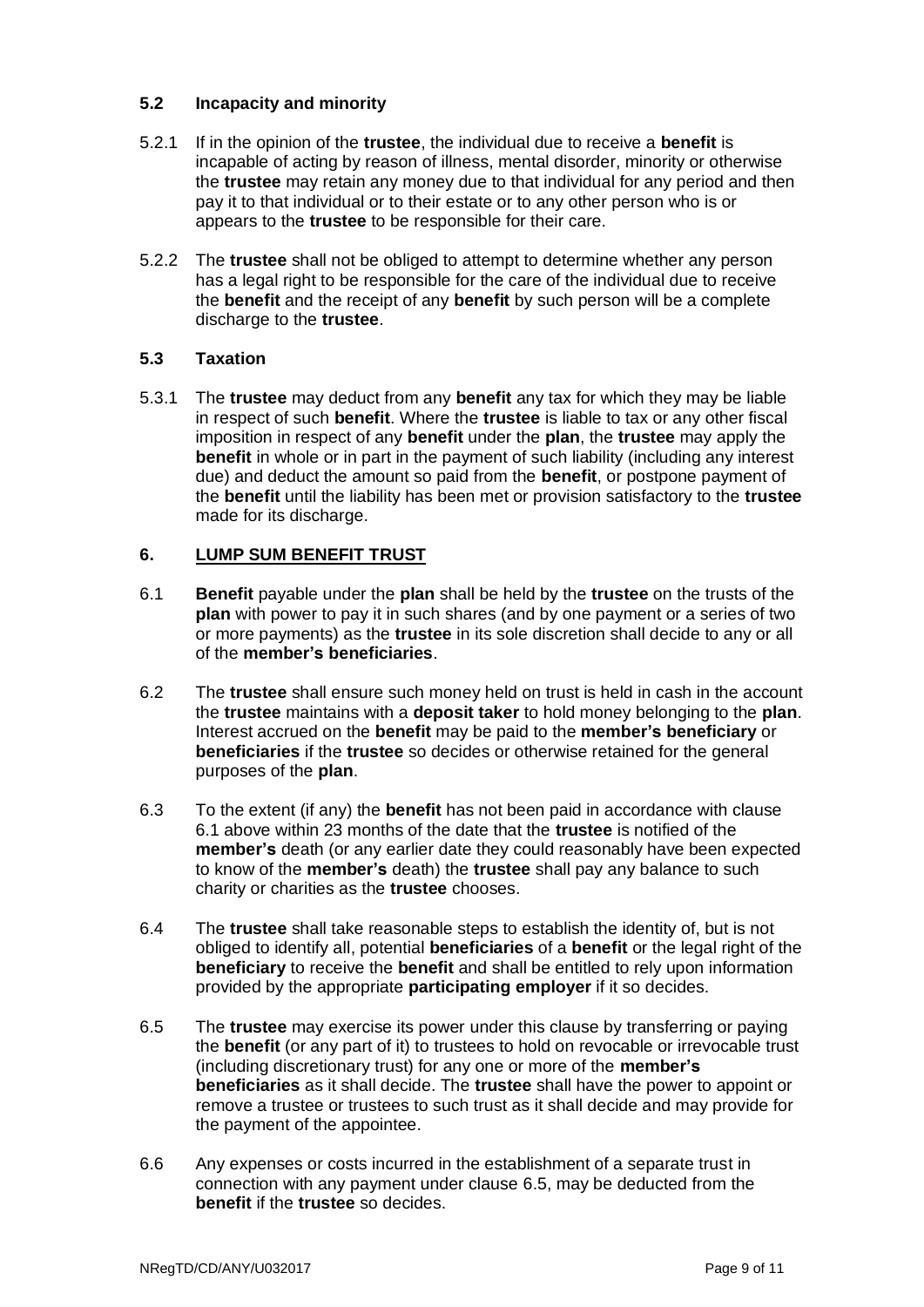### 5.2 Incapacity and minority

5.2.1 If in the opinion of the **trustee**, the individual due to receive a **benefit** is incapable of acting by reason of illness, mental disorder, minority or otherwise the **trustee** may retain any money due to that individual for any period and then pay it to that individual or to their estate or to any other person who is or appears to the **trustee** to be responsible for their care.

5.2.2 The **trustee** shall not be obliged to attempt to determine whether any person has a legal right to be responsible for the care of the individual due to receive the **benefit** and the receipt of any **benefit** by such person will be a complete discharge to the **trustee**.

### 5.3 Taxation

5.3.1 The **trustee** may deduct from any **benefit** any tax for which they may be liable in respect of such **benefit**. Where the **trustee** is liable to tax or any other fiscal imposition in respect of any **benefit** under the **plan**, the **trustee** may apply the **benefit** in whole or in part in the payment of such liability (including any interest due) and deduct the amount so paid from the **benefit**, or postpone payment of the **benefit** until the liability has been met or provision satisfactory to the **trustee** made for its discharge.

## 6. LUMP SUM BENEFIT TRUST

6.1 **Benefit** payable under the **plan** shall be held by the **trustee** on the trusts of the **plan** with power to pay it in such shares (and by one payment or a series of two or more payments) as the **trustee** in its sole discretion shall decide to any or all of the **member's beneficiaries**.

6.2 The **trustee** shall ensure such money held on trust is held in cash in the account the **trustee** maintains with a **deposit taker** to hold money belonging to the **plan**. Interest accrued on the **benefit** may be paid to the **member's beneficiary** or **beneficiaries** if the **trustee** so decides or otherwise retained for the general purposes of the **plan**.

6.3 To the extent (if any) the **benefit** has not been paid in accordance with clause 6.1 above within 23 months of the date that the **trustee** is notified of the **member's** death (or any earlier date they could reasonably have been expected to know of the **member's** death) the **trustee** shall pay any balance to such charity or charities as the **trustee** chooses.

6.4 The **trustee** shall take reasonable steps to establish the identity of, but is not obliged to identify all, potential **beneficiaries** of a **benefit** or the legal right of the **beneficiary** to receive the **benefit** and shall be entitled to rely upon information provided by the appropriate **participating employer** if it so decides.

6.5 The **trustee** may exercise its power under this clause by transferring or paying the **benefit** (or any part of it) to trustees to hold on revocable or irrevocable trust (including discretionary trust) for any one or more of the **member's beneficiaries** as it shall decide. The **trustee** shall have the power to appoint or remove a trustee or trustees to such trust as it shall decide and may provide for the payment of the appointee.

6.6 Any expenses or costs incurred in the establishment of a separate trust in connection with any payment under clause 6.5, may be deducted from the **benefit** if the **trustee** so decides.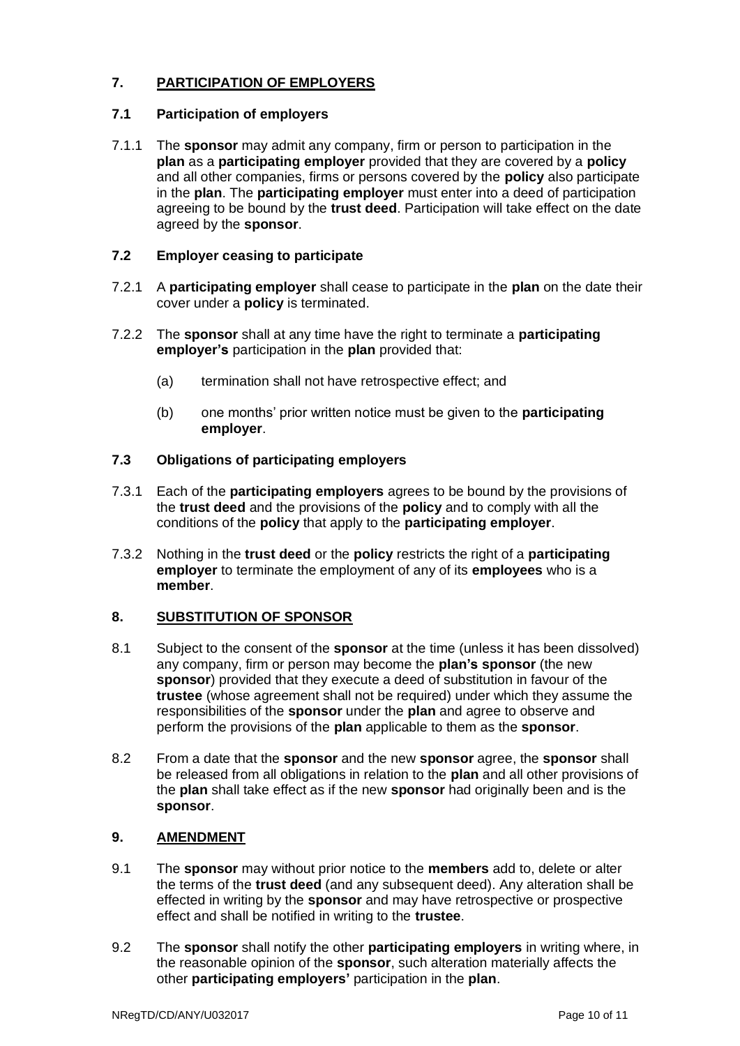## 7. PARTICIPATION OF EMPLOYERS

### 7.1 Participation of employers

7.1.1 The **sponsor** may admit any company, firm or person to participation in the **plan** as a **participating employer** provided that they are covered by a **policy** and all other companies, firms or persons covered by the **policy** also participate in the **plan**. The **participating employer** must enter into a deed of participation agreeing to be bound by the **trust deed**. Participation will take effect on the date agreed by the **sponsor**.

### 7.2 Employer ceasing to participate

7.2.1 A **participating employer** shall cease to participate in the **plan** on the date their cover under a **policy** is terminated.

7.2.2 The **sponsor** shall at any time have the right to terminate a **participating employer's** participation in the **plan** provided that:

(a) termination shall not have retrospective effect; and

(b) one months' prior written notice must be given to the **participating employer**.

### 7.3 Obligations of participating employers

7.3.1 Each of the **participating employers** agrees to be bound by the provisions of the **trust deed** and the provisions of the **policy** and to comply with all the conditions of the **policy** that apply to the **participating employer**.

7.3.2 Nothing in the **trust deed** or the **policy** restricts the right of a **participating employer** to terminate the employment of any of its **employees** who is a **member**.

## 8. SUBSTITUTION OF SPONSOR

8.1 Subject to the consent of the **sponsor** at the time (unless it has been dissolved) any company, firm or person may become the **plan's sponsor** (the new **sponsor**) provided that they execute a deed of substitution in favour of the **trustee** (whose agreement shall not be required) under which they assume the responsibilities of the **sponsor** under the **plan** and agree to observe and perform the provisions of the **plan** applicable to them as the **sponsor**.

8.2 From a date that the **sponsor** and the new **sponsor** agree, the **sponsor** shall be released from all obligations in relation to the **plan** and all other provisions of the **plan** shall take effect as if the new **sponsor** had originally been and is the **sponsor**.

## 9. AMENDMENT

9.1 The **sponsor** may without prior notice to the **members** add to, delete or alter the terms of the **trust deed** (and any subsequent deed). Any alteration shall be effected in writing by the **sponsor** and may have retrospective or prospective effect and shall be notified in writing to the **trustee**.

9.2 The **sponsor** shall notify the other **participating employers** in writing where, in the reasonable opinion of the **sponsor**, such alteration materially affects the other **participating employers'** participation in the **plan**.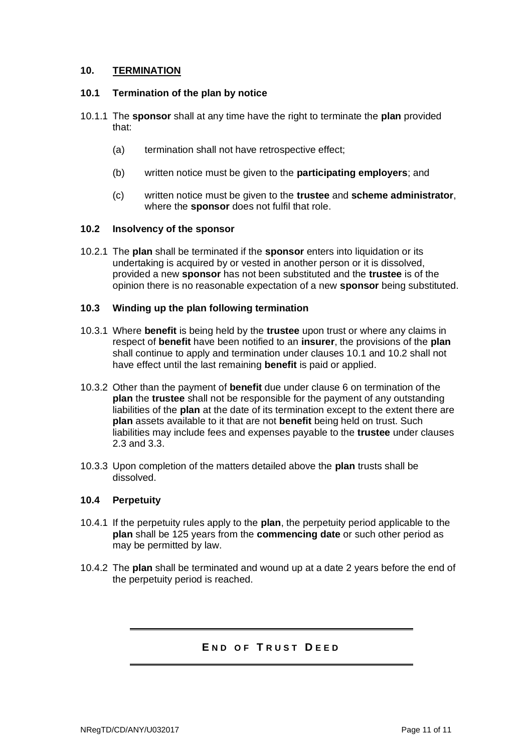## 10. TERMINATION

### 10.1 Termination of the plan by notice

10.1.1 The **sponsor** shall at any time have the right to terminate the **plan** provided that:

(a) termination shall not have retrospective effect;

(b) written notice must be given to the **participating employers**; and

(c) written notice must be given to the **trustee** and **scheme administrator**, where the **sponsor** does not fulfil that role.

### 10.2 Insolvency of the sponsor

10.2.1 The **plan** shall be terminated if the **sponsor** enters into liquidation or its undertaking is acquired by or vested in another person or it is dissolved, provided a new **sponsor** has not been substituted and the **trustee** is of the opinion there is no reasonable expectation of a new **sponsor** being substituted.

### 10.3 Winding up the plan following termination

10.3.1 Where **benefit** is being held by the **trustee** upon trust or where any claims in respect of **benefit** have been notified to an **insurer**, the provisions of the **plan** shall continue to apply and termination under clauses 10.1 and 10.2 shall not have effect until the last remaining **benefit** is paid or applied.

10.3.2 Other than the payment of **benefit** due under clause 6 on termination of the **plan** the **trustee** shall not be responsible for the payment of any outstanding liabilities of the **plan** at the date of its termination except to the extent there are **plan** assets available to it that are not **benefit** being held on trust. Such liabilities may include fees and expenses payable to the **trustee** under clauses 2.3 and 3.3.

10.3.3 Upon completion of the matters detailed above the **plan** trusts shall be dissolved.

### 10.4 Perpetuity

10.4.1 If the perpetuity rules apply to the **plan**, the perpetuity period applicable to the **plan** shall be 125 years from the **commencing date** or such other period as may be permitted by law.

10.4.2 The **plan** shall be terminated and wound up at a date 2 years before the end of the perpetuity period is reached.

---

**END OF TRUST DEED**

---